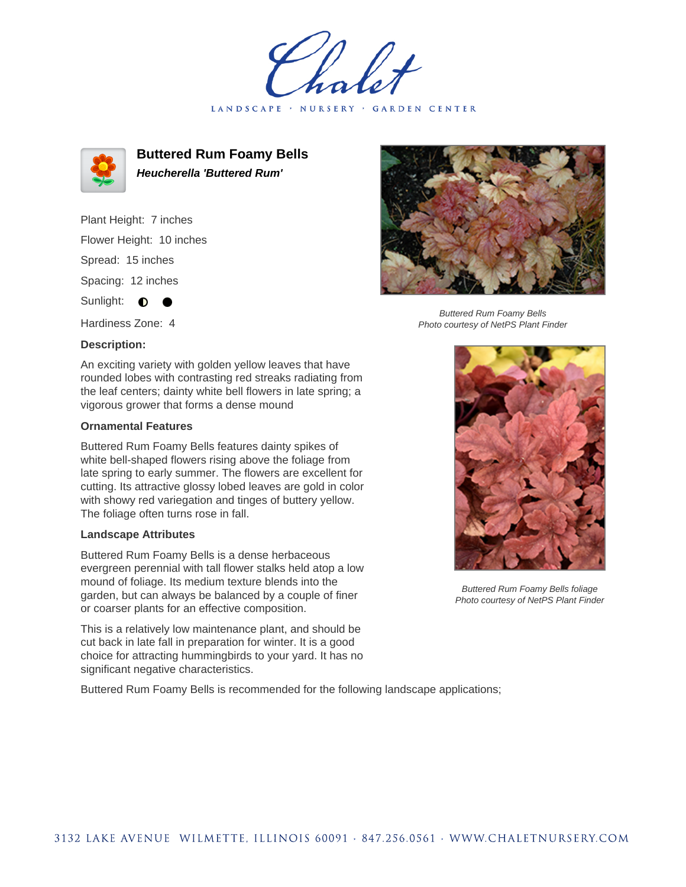# Buttered Rum Foamy Bells

***Heucherella 'Buttered Rum'***

Plant Height: 7 inches

Flower Height: 10 inches

Spread: 15 inches

Spacing: 12 inches

Sunlight: ◐ ●

Hardiness Zone: 4

### Description:

An exciting variety with golden yellow leaves that have rounded lobes with contrasting red streaks radiating from the leaf centers; dainty white bell flowers in late spring; a vigorous grower that forms a dense mound

### Ornamental Features

Buttered Rum Foamy Bells features dainty spikes of white bell-shaped flowers rising above the foliage from late spring to early summer. The flowers are excellent for cutting. Its attractive glossy lobed leaves are gold in color with showy red variegation and tinges of buttery yellow. The foliage often turns rose in fall.

### Landscape Attributes

Buttered Rum Foamy Bells is a dense herbaceous evergreen perennial with tall flower stalks held atop a low mound of foliage. Its medium texture blends into the garden, but can always be balanced by a couple of finer or coarser plants for an effective composition.

This is a relatively low maintenance plant, and should be cut back in late fall in preparation for winter. It is a good choice for attracting hummingbirds to your yard. It has no significant negative characteristics.

Buttered Rum Foamy Bells is recommended for the following landscape applications;

*Buttered Rum Foamy Bells*
*Photo courtesy of NetPS Plant Finder*

*Buttered Rum Foamy Bells foliage*
*Photo courtesy of NetPS Plant Finder*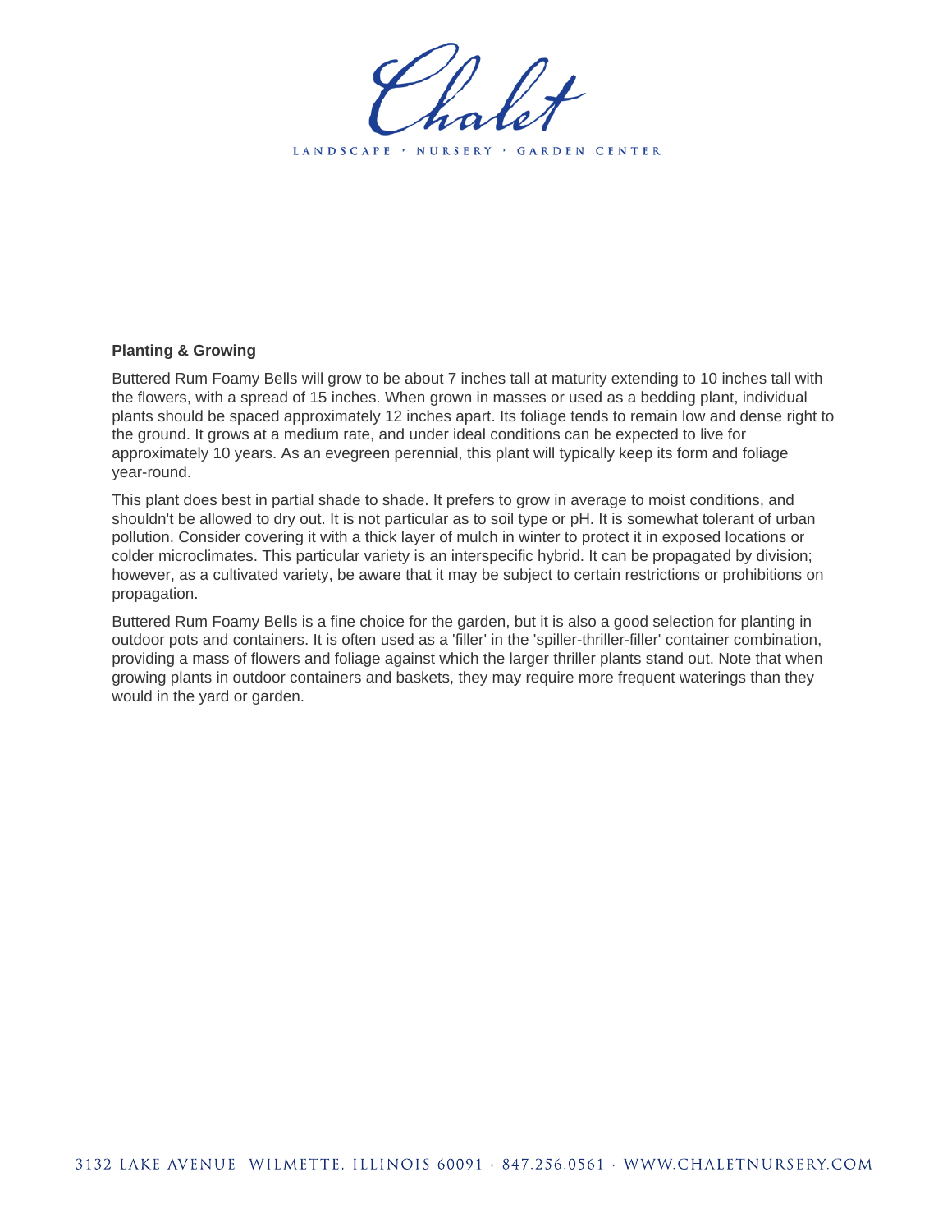**Planting & Growing**

Buttered Rum Foamy Bells will grow to be about 7 inches tall at maturity extending to 10 inches tall with the flowers, with a spread of 15 inches. When grown in masses or used as a bedding plant, individual plants should be spaced approximately 12 inches apart. Its foliage tends to remain low and dense right to the ground. It grows at a medium rate, and under ideal conditions can be expected to live for approximately 10 years. As an evegreen perennial, this plant will typically keep its form and foliage year-round.

This plant does best in partial shade to shade. It prefers to grow in average to moist conditions, and shouldn't be allowed to dry out. It is not particular as to soil type or pH. It is somewhat tolerant of urban pollution. Consider covering it with a thick layer of mulch in winter to protect it in exposed locations or colder microclimates. This particular variety is an interspecific hybrid. It can be propagated by division; however, as a cultivated variety, be aware that it may be subject to certain restrictions or prohibitions on propagation.

Buttered Rum Foamy Bells is a fine choice for the garden, but it is also a good selection for planting in outdoor pots and containers. It is often used as a 'filler' in the 'spiller-thriller-filler' container combination, providing a mass of flowers and foliage against which the larger thriller plants stand out. Note that when growing plants in outdoor containers and baskets, they may require more frequent waterings than they would in the yard or garden.